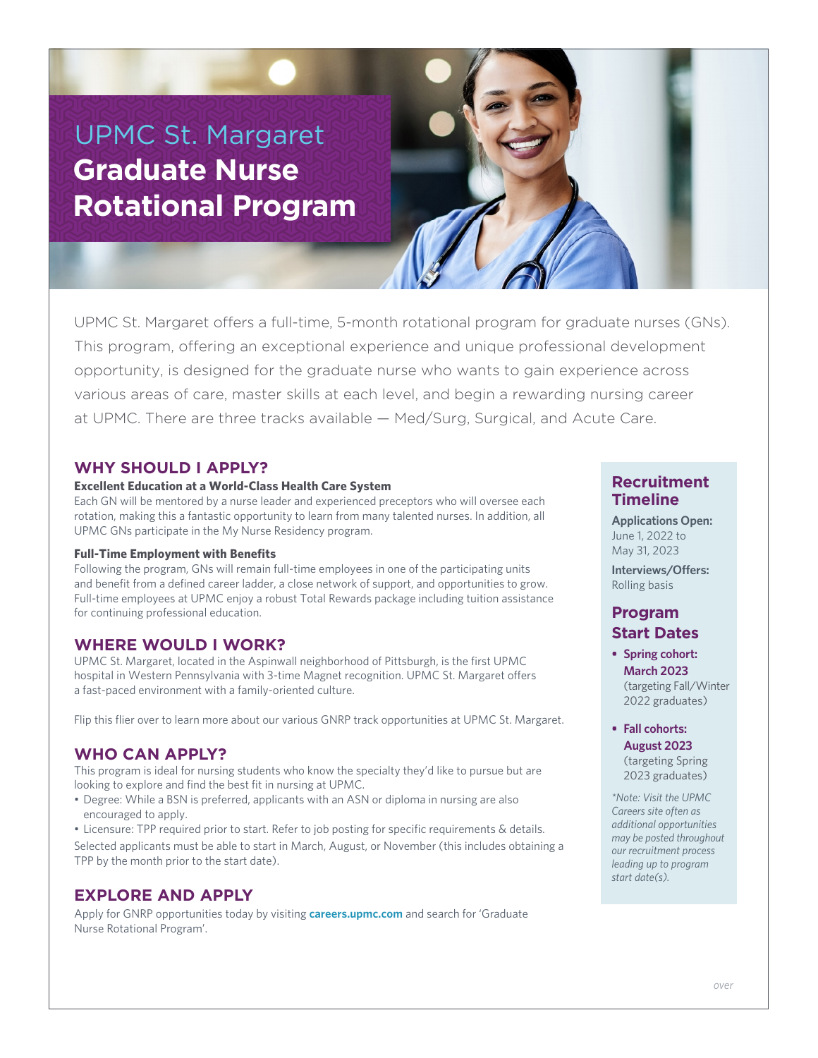# UPMC St. Margaret Graduate Nurse Rotational Program

UPMC St. Margaret offers a full-time, 5-month rotational program for graduate nurses (GNs). This program, offering an exceptional experience and unique professional development opportunity, is designed for the graduate nurse who wants to gain experience across various areas of care, master skills at each level, and begin a rewarding nursing career at UPMC. There are three tracks available — Med/Surg, Surgical, and Acute Care.

## WHY SHOULD I APPLY?

**Excellent Education at a World-Class Health Care System**

Each GN will be mentored by a nurse leader and experienced preceptors who will oversee each rotation, making this a fantastic opportunity to learn from many talented nurses. In addition, all UPMC GNs participate in the My Nurse Residency program.

**Full-Time Employment with Benefits**

Following the program, GNs will remain full-time employees in one of the participating units and benefit from a defined career ladder, a close network of support, and opportunities to grow. Full-time employees at UPMC enjoy a robust Total Rewards package including tuition assistance for continuing professional education.

## WHERE WOULD I WORK?

UPMC St. Margaret, located in the Aspinwall neighborhood of Pittsburgh, is the first UPMC hospital in Western Pennsylvania with 3-time Magnet recognition. UPMC St. Margaret offers a fast-paced environment with a family-oriented culture.

Flip this flier over to learn more about our various GNRP track opportunities at UPMC St. Margaret.

## WHO CAN APPLY?

This program is ideal for nursing students who know the specialty they'd like to pursue but are looking to explore and find the best fit in nursing at UPMC.

- Degree: While a BSN is preferred, applicants with an ASN or diploma in nursing are also encouraged to apply.
- Licensure: TPP required prior to start. Refer to job posting for specific requirements & details.

Selected applicants must be able to start in March, August, or November (this includes obtaining a TPP by the month prior to the start date).

## EXPLORE AND APPLY

Apply for GNRP opportunities today by visiting **careers.upmc.com** and search for 'Graduate Nurse Rotational Program'.

## Recruitment Timeline

**Applications Open:** June 1, 2022 to May 31, 2023

**Interviews/Offers:** Rolling basis

## Program Start Dates

- **Spring cohort: March 2023** (targeting Fall/Winter 2022 graduates)
- **Fall cohorts: August 2023** (targeting Spring 2023 graduates)

*\*Note: Visit the UPMC Careers site often as additional opportunities may be posted throughout our recruitment process leading up to program start date(s).*

*over*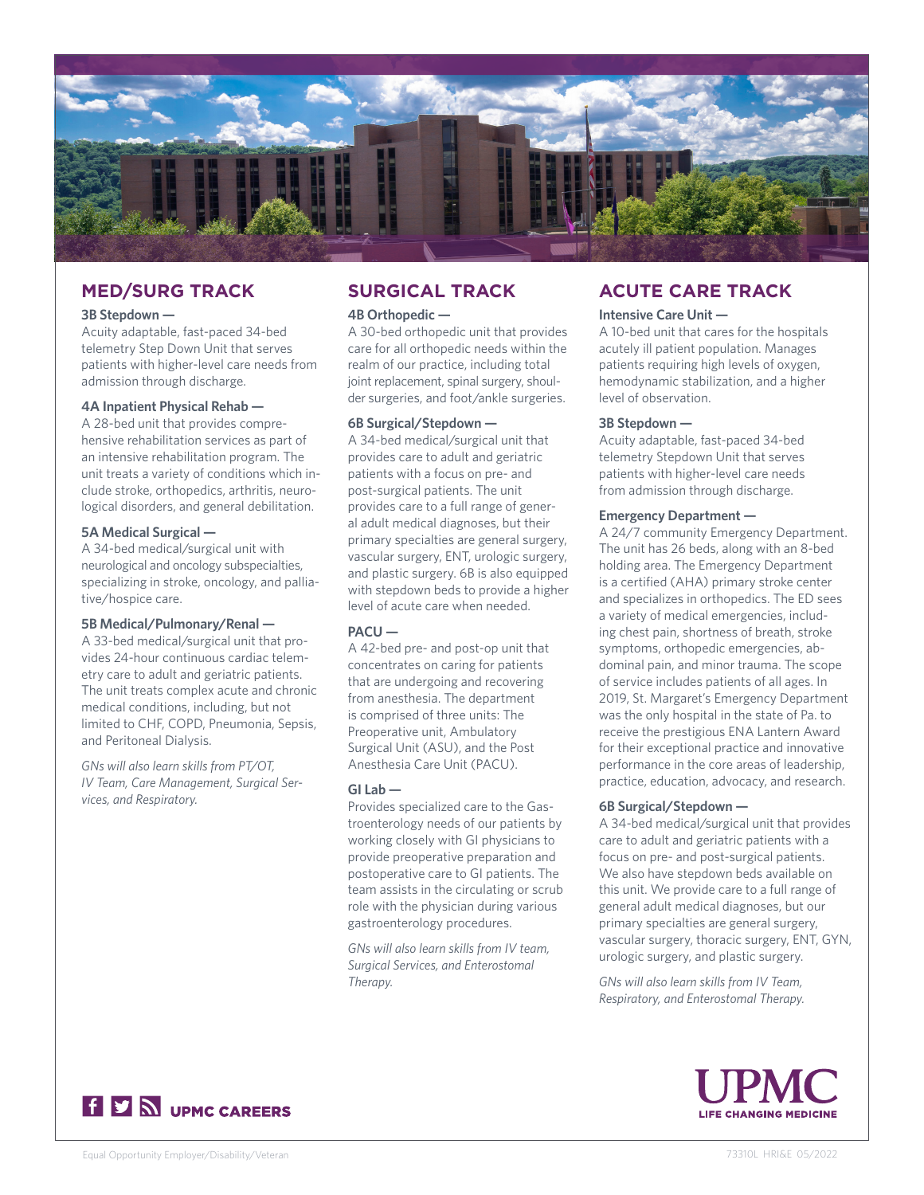## MED/SURG TRACK

**3B Stepdown —**
Acuity adaptable, fast-paced 34-bed telemetry Step Down Unit that serves patients with higher-level care needs from admission through discharge.

**4A Inpatient Physical Rehab —**
A 28-bed unit that provides comprehensive rehabilitation services as part of an intensive rehabilitation program. The unit treats a variety of conditions which include stroke, orthopedics, arthritis, neurological disorders, and general debilitation.

**5A Medical Surgical —**
A 34-bed medical/surgical unit with neurological and oncology subspecialties, specializing in stroke, oncology, and palliative/hospice care.

**5B Medical/Pulmonary/Renal —**
A 33-bed medical/surgical unit that provides 24-hour continuous cardiac telemetry care to adult and geriatric patients. The unit treats complex acute and chronic medical conditions, including, but not limited to CHF, COPD, Pneumonia, Sepsis, and Peritoneal Dialysis.

*GNs will also learn skills from PT/OT, IV Team, Care Management, Surgical Services, and Respiratory.*

## SURGICAL TRACK

**4B Orthopedic —**
A 30-bed orthopedic unit that provides care for all orthopedic needs within the realm of our practice, including total joint replacement, spinal surgery, shoulder surgeries, and foot/ankle surgeries.

**6B Surgical/Stepdown —**
A 34-bed medical/surgical unit that provides care to adult and geriatric patients with a focus on pre- and post-surgical patients. The unit provides care to a full range of general adult medical diagnoses, but their primary specialties are general surgery, vascular surgery, ENT, urologic surgery, and plastic surgery. 6B is also equipped with stepdown beds to provide a higher level of acute care when needed.

**PACU —**
A 42-bed pre- and post-op unit that concentrates on caring for patients that are undergoing and recovering from anesthesia. The department is comprised of three units: The Preoperative unit, Ambulatory Surgical Unit (ASU), and the Post Anesthesia Care Unit (PACU).

**GI Lab —**
Provides specialized care to the Gastroenterology needs of our patients by working closely with GI physicians to provide preoperative preparation and postoperative care to GI patients. The team assists in the circulating or scrub role with the physician during various gastroenterology procedures.

*GNs will also learn skills from IV team, Surgical Services, and Enterostomal Therapy.*

## ACUTE CARE TRACK

**Intensive Care Unit —**
A 10-bed unit that cares for the hospitals acutely ill patient population. Manages patients requiring high levels of oxygen, hemodynamic stabilization, and a higher level of observation.

**3B Stepdown —**
Acuity adaptable, fast-paced 34-bed telemetry Stepdown Unit that serves patients with higher-level care needs from admission through discharge.

**Emergency Department —**
A 24/7 community Emergency Department. The unit has 26 beds, along with an 8-bed holding area. The Emergency Department is a certified (AHA) primary stroke center and specializes in orthopedics. The ED sees a variety of medical emergencies, including chest pain, shortness of breath, stroke symptoms, orthopedic emergencies, abdominal pain, and minor trauma. The scope of service includes patients of all ages. In 2019, St. Margaret's Emergency Department was the only hospital in the state of Pa. to receive the prestigious ENA Lantern Award for their exceptional practice and innovative performance in the core areas of leadership, practice, education, advocacy, and research.

**6B Surgical/Stepdown —**
A 34-bed medical/surgical unit that provides care to adult and geriatric patients with a focus on pre- and post-surgical patients. We also have stepdown beds available on this unit. We provide care to a full range of general adult medical diagnoses, but our primary specialties are general surgery, vascular surgery, thoracic surgery, ENT, GYN, urologic surgery, and plastic surgery.

*GNs will also learn skills from IV Team, Respiratory, and Enterostomal Therapy.*

UPMC CAREERS

UPMC
LIFE CHANGING MEDICINE

Equal Opportunity Employer/Disability/Veteran

73310L HRI&E 05/2022